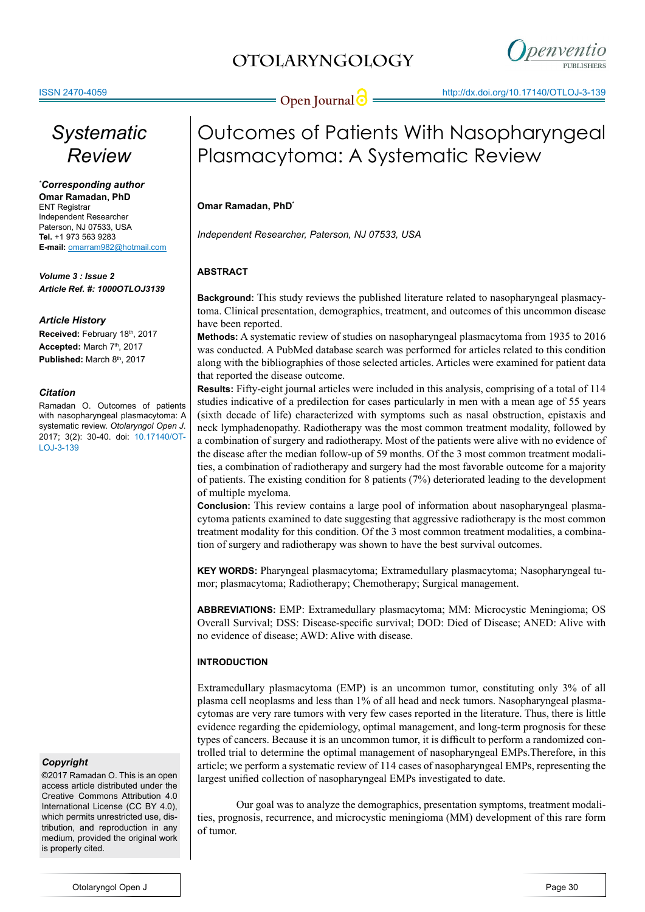# Outcomes of Patients With Nasopharyngeal Plasmacytoma: A Systematic Review

**Systematic Review**

**Omar Ramadan, PhD***

*Independent Researcher, Paterson, NJ 07533, USA*

***Corresponding author***
**Omar Ramadan, PhD**
ENT Registrar
Independent Researcher
Paterson, NJ 07533, USA
**Tel.** +1 973 563 9283
**E-mail:** omarram982@hotmail.com

***Volume 3 : Issue 2***
***Article Ref. #: 1000OTLOJ3139***

***Article History***
**Received:** February 18th, 2017
**Accepted:** March 7th, 2017
**Published:** March 8th, 2017

***Citation***
Ramadan O. Outcomes of patients with nasopharyngeal plasmacytoma: A systematic review. *Otolaryngol Open J*. 2017; 3(2): 30-40. doi: 10.17140/OTLOJ-3-139

***Copyright***
©2017 Ramadan O. This is an open access article distributed under the Creative Commons Attribution 4.0 International License (CC BY 4.0), which permits unrestricted use, distribution, and reproduction in any medium, provided the original work is properly cited.

## ABSTRACT

**Background:** This study reviews the published literature related to nasopharyngeal plasmacytoma. Clinical presentation, demographics, treatment, and outcomes of this uncommon disease have been reported.

**Methods:** A systematic review of studies on nasopharyngeal plasmacytoma from 1935 to 2016 was conducted. A PubMed database search was performed for articles related to this condition along with the bibliographies of those selected articles. Articles were examined for patient data that reported the disease outcome.

**Results:** Fifty-eight journal articles were included in this analysis, comprising of a total of 114 studies indicative of a predilection for cases particularly in men with a mean age of 55 years (sixth decade of life) characterized with symptoms such as nasal obstruction, epistaxis and neck lymphadenopathy. Radiotherapy was the most common treatment modality, followed by a combination of surgery and radiotherapy. Most of the patients were alive with no evidence of the disease after the median follow-up of 59 months. Of the 3 most common treatment modalities, a combination of radiotherapy and surgery had the most favorable outcome for a majority of patients. The existing condition for 8 patients (7%) deteriorated leading to the development of multiple myeloma.

**Conclusion:** This review contains a large pool of information about nasopharyngeal plasmacytoma patients examined to date suggesting that aggressive radiotherapy is the most common treatment modality for this condition. Of the 3 most common treatment modalities, a combination of surgery and radiotherapy was shown to have the best survival outcomes.

**KEY WORDS:** Pharyngeal plasmacytoma; Extramedullary plasmacytoma; Nasopharyngeal tumor; plasmacytoma; Radiotherapy; Chemotherapy; Surgical management.

**ABBREVIATIONS:** EMP: Extramedullary plasmacytoma; MM: Microcystic Meningioma; OS Overall Survival; DSS: Disease-specific survival; DOD: Died of Disease; ANED: Alive with no evidence of disease; AWD: Alive with disease.

## INTRODUCTION

Extramedullary plasmacytoma (EMP) is an uncommon tumor, constituting only 3% of all plasma cell neoplasms and less than 1% of all head and neck tumors. Nasopharyngeal plasmacytomas are very rare tumors with very few cases reported in the literature. Thus, there is little evidence regarding the epidemiology, optimal management, and long-term prognosis for these types of cancers. Because it is an uncommon tumor, it is difficult to perform a randomized controlled trial to determine the optimal management of nasopharyngeal EMPs.Therefore, in this article; we perform a systematic review of 114 cases of nasopharyngeal EMPs, representing the largest unified collection of nasopharyngeal EMPs investigated to date.

Our goal was to analyze the demographics, presentation symptoms, treatment modalities, prognosis, recurrence, and microcystic meningioma (MM) development of this rare form of tumor.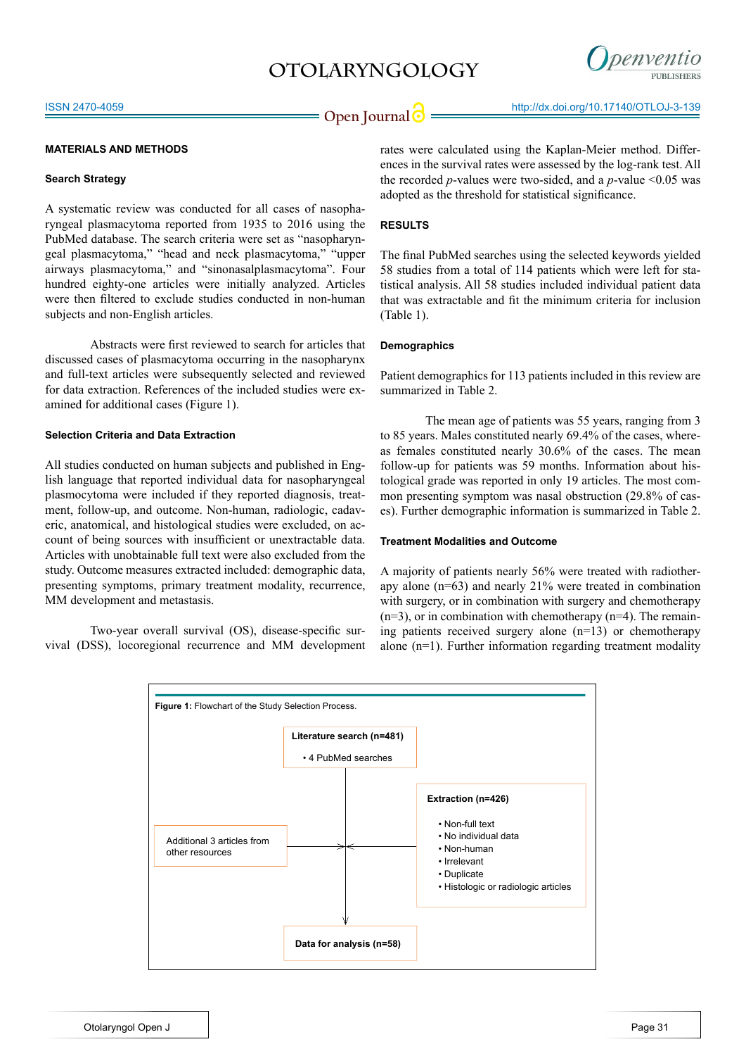## MATERIALS AND METHODS

### Search Strategy

A systematic review was conducted for all cases of nasopharyngeal plasmacytoma reported from 1935 to 2016 using the PubMed database. The search criteria were set as "nasopharyngeal plasmacytoma," "head and neck plasmacytoma," "upper airways plasmacytoma," and "sinonasalplasmacytoma". Four hundred eighty-one articles were initially analyzed. Articles were then filtered to exclude studies conducted in non-human subjects and non-English articles.

Abstracts were first reviewed to search for articles that discussed cases of plasmacytoma occurring in the nasopharynx and full-text articles were subsequently selected and reviewed for data extraction. References of the included studies were examined for additional cases (Figure 1).

### Selection Criteria and Data Extraction

All studies conducted on human subjects and published in English language that reported individual data for nasopharyngeal plasmocytoma were included if they reported diagnosis, treatment, follow-up, and outcome. Non-human, radiologic, cadaveric, anatomical, and histological studies were excluded, on account of being sources with insufficient or unextractable data. Articles with unobtainable full text were also excluded from the study. Outcome measures extracted included: demographic data, presenting symptoms, primary treatment modality, recurrence, MM development and metastasis.

Two-year overall survival (OS), disease-specific survival (DSS), locoregional recurrence and MM development rates were calculated using the Kaplan-Meier method. Differences in the survival rates were assessed by the log-rank test. All the recorded *p*-values were two-sided, and a *p*-value $<0.05$ was adopted as the threshold for statistical significance.

## RESULTS

The final PubMed searches using the selected keywords yielded 58 studies from a total of 114 patients which were left for statistical analysis. All 58 studies included individual patient data that was extractable and fit the minimum criteria for inclusion (Table 1).

### Demographics

Patient demographics for 113 patients included in this review are summarized in Table 2.

The mean age of patients was 55 years, ranging from 3 to 85 years. Males constituted nearly 69.4% of the cases, whereas females constituted nearly 30.6% of the cases. The mean follow-up for patients was 59 months. Information about histological grade was reported in only 19 articles. The most common presenting symptom was nasal obstruction (29.8% of cases). Further demographic information is summarized in Table 2.

### Treatment Modalities and Outcome

A majority of patients nearly 56% were treated with radiotherapy alone (n=63) and nearly 21% were treated in combination with surgery, or in combination with surgery and chemotherapy (n=3), or in combination with chemotherapy (n=4). The remaining patients received surgery alone (n=13) or chemotherapy alone (n=1). Further information regarding treatment modality

**Figure 1:** Flowchart of the Study Selection Process.

- **Literature search (n=481)**
  - 4 PubMed searches
- **Extraction (n=426)**
  - Non-full text
  - No individual data
  - Non-human
  - Irrelevant
  - Duplicate
  - Histologic or radiologic articles
- Additional 3 articles from other resources
- **Data for analysis (n=58)**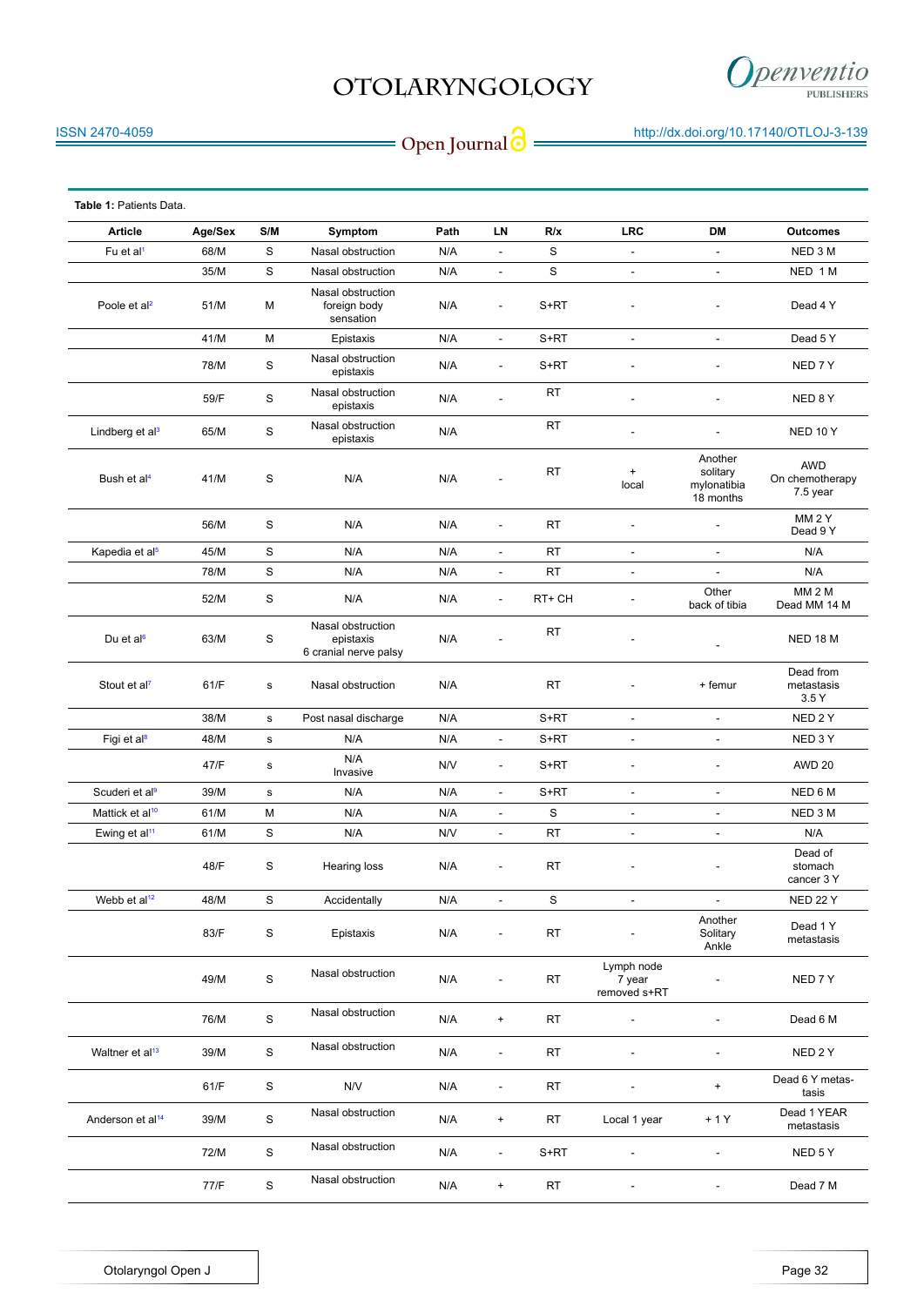**Table 1:** Patients Data.

| Article | Age/Sex | S/M | Symptom | Path | LN | R/x | LRC | DM | Outcomes |
|---|---|---|---|---|---|---|---|---|---|
| Fu et al[1] | 68/M | S | Nasal obstruction | N/A | - | S | - | - | NED 3 M |
| | 35/M | S | Nasal obstruction | N/A | - | S | - | - | NED 1 M |
| Poole et al[2] | 51/M | M | Nasal obstruction foreign body sensation | N/A | - | S+RT | - | - | Dead 4 Y |
| | 41/M | M | Epistaxis | N/A | - | S+RT | - | - | Dead 5 Y |
| | 78/M | S | Nasal obstruction epistaxis | N/A | - | S+RT | - | - | NED 7 Y |
| | 59/F | S | Nasal obstruction epistaxis | N/A | - | RT | - | - | NED 8 Y |
| Lindberg et al[3] | 65/M | S | Nasal obstruction epistaxis | N/A | | RT | - | - | NED 10 Y |
| Bush et al[4] | 41/M | S | N/A | N/A | - | RT | + local | Another solitary mylonatibia 18 months | AWD On chemotherapy 7.5 year |
| | 56/M | S | N/A | N/A | - | RT | - | - | MM 2 Y Dead 9 Y |
| Kapedia et al[5] | 45/M | S | N/A | N/A | - | RT | - | - | N/A |
| | 78/M | S | N/A | N/A | - | RT | - | - | N/A |
| | 52/M | S | N/A | N/A | - | RT+ CH | - | Other back of tibia | MM 2 M Dead MM 14 M |
| Du et al[6] | 63/M | S | Nasal obstruction epistaxis 6 cranial nerve palsy | N/A | - | RT | - | - | NED 18 M |
| Stout et al[7] | 61/F | s | Nasal obstruction | N/A | | RT | - | + femur | Dead from metastasis 3.5 Y |
| | 38/M | s | Post nasal discharge | N/A | | S+RT | - | - | NED 2 Y |
| Figi et al[8] | 48/M | s | N/A | N/A | - | S+RT | - | - | NED 3 Y |
| | 47/F | s | N/A Invasive | N/V | - | S+RT | - | - | AWD 20 |
| Scuderi et al[9] | 39/M | s | N/A | N/A | - | S+RT | - | - | NED 6 M |
| Mattick et al[10] | 61/M | M | N/A | N/A | - | S | - | - | NED 3 M |
| Ewing et al[11] | 61/M | S | N/A | N/V | - | RT | - | - | N/A |
| | 48/F | S | Hearing loss | N/A | - | RT | - | - | Dead of stomach cancer 3 Y |
| Webb et al[12] | 48/M | S | Accidentally | N/A | - | S | - | - | NED 22 Y |
| | 83/F | S | Epistaxis | N/A | - | RT | - | Another Solitary Ankle | Dead 1 Y metastasis |
| | 49/M | S | Nasal obstruction | N/A | - | RT | Lymph node 7 year removed s+RT | - | NED 7 Y |
| | 76/M | S | Nasal obstruction | N/A | + | RT | - | - | Dead 6 M |
| Waltner et al[13] | 39/M | S | Nasal obstruction | N/A | - | RT | - | - | NED 2 Y |
| | 61/F | S | N/V | N/A | - | RT | - | + | Dead 6 Y metastasis |
| Anderson et al[14] | 39/M | S | Nasal obstruction | N/A | + | RT | Local 1 year | + 1 Y | Dead 1 YEAR metastasis |
| | 72/M | S | Nasal obstruction | N/A | - | S+RT | - | - | NED 5 Y |
| | 77/F | S | Nasal obstruction | N/A | + | RT | - | - | Dead 7 M |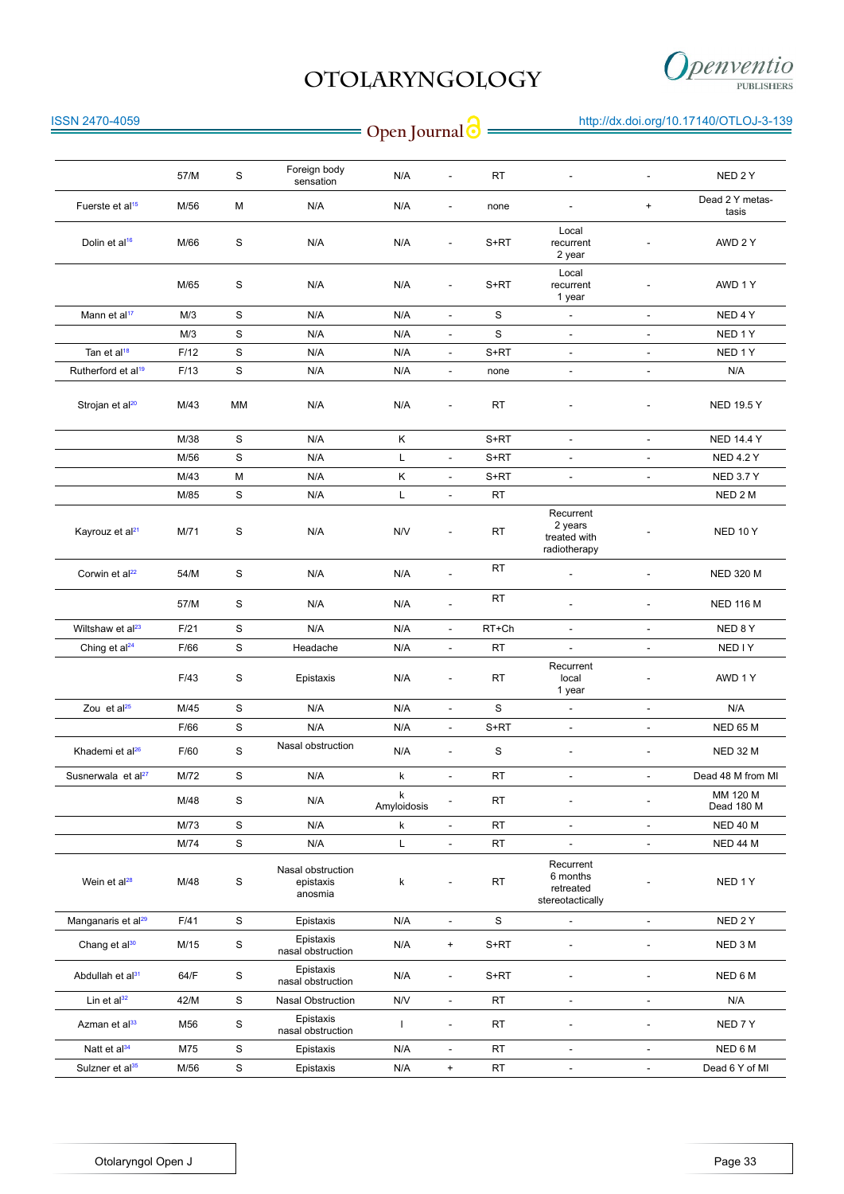| | | | | | | | | | |
|---|---|---|---|---|---|---|---|---|---|
| | 57/M | S | Foreign body sensation | N/A | - | RT | - | - | NED 2 Y |
| Fuerste et al[15] | M/56 | M | N/A | N/A | - | none | - | + | Dead 2 Y metastasis |
| Dolin et al[16] | M/66 | S | N/A | N/A | - | S+RT | Local recurrent 2 year | - | AWD 2 Y |
| | M/65 | S | N/A | N/A | - | S+RT | Local recurrent 1 year | - | AWD 1 Y |
| Mann et al[17] | M/3 | S | N/A | N/A | - | S | - | - | NED 4 Y |
| | M/3 | S | N/A | N/A | - | S | - | - | NED 1 Y |
| Tan et al[18] | F/12 | S | N/A | N/A | - | S+RT | - | - | NED 1 Y |
| Rutherford et al[19] | F/13 | S | N/A | N/A | - | none | - | - | N/A |
| Strojan et al[20] | M/43 | MM | N/A | N/A | - | RT | - | - | NED 19.5 Y |
| | M/38 | S | N/A | K | | S+RT | - | - | NED 14.4 Y |
| | M/56 | S | N/A | L | - | S+RT | - | - | NED 4.2 Y |
| | M/43 | M | N/A | K | - | S+RT | - | - | NED 3.7 Y |
| | M/85 | S | N/A | L | - | RT | | | NED 2 M |
| Kayrouz et al[21] | M/71 | S | N/A | N/V | - | RT | Recurrent 2 years treated with radiotherapy | - | NED 10 Y |
| Corwin et al[22] | 54/M | S | N/A | N/A | - | RT | - | - | NED 320 M |
| | 57/M | S | N/A | N/A | - | RT | - | - | NED 116 M |
| Wiltshaw et al[23] | F/21 | S | N/A | N/A | - | RT+Ch | - | - | NED 8 Y |
| Ching et al[24] | F/66 | S | Headache | N/A | - | RT | - | - | NED I Y |
| | F/43 | S | Epistaxis | N/A | - | RT | Recurrent local 1 year | - | AWD 1 Y |
| Zou et al[25] | M/45 | S | N/A | N/A | - | S | - | - | N/A |
| | F/66 | S | N/A | N/A | - | S+RT | - | - | NED 65 M |
| Khademi et al[26] | F/60 | S | Nasal obstruction | N/A | - | S | - | - | NED 32 M |
| Susnerwala et al[27] | M/72 | S | N/A | k | - | RT | - | - | Dead 48 M from MI |
| | M/48 | S | N/A | k Amyloidosis | - | RT | - | - | MM 120 M Dead 180 M |
| | M/73 | S | N/A | k | - | RT | - | - | NED 40 M |
| | M/74 | S | N/A | L | - | RT | - | - | NED 44 M |
| Wein et al[28] | M/48 | S | Nasal obstruction epistaxis anosmia | k | - | RT | Recurrent 6 months retreated stereotactically | - | NED 1 Y |
| Manganaris et al[29] | F/41 | S | Epistaxis | N/A | - | S | - | - | NED 2 Y |
| Chang et al[30] | M/15 | S | Epistaxis nasal obstruction | N/A | + | S+RT | - | - | NED 3 M |
| Abdullah et al[31] | 64/F | S | Epistaxis nasal obstruction | N/A | - | S+RT | - | - | NED 6 M |
| Lin et al[32] | 42/M | S | Nasal Obstruction | N/V | - | RT | - | - | N/A |
| Azman et al[33] | M56 | S | Epistaxis nasal obstruction | I | - | RT | - | - | NED 7 Y |
| Natt et al[34] | M75 | S | Epistaxis | N/A | - | RT | - | - | NED 6 M |
| Sulzner et al[35] | M/56 | S | Epistaxis | N/A | + | RT | - | - | Dead 6 Y of MI |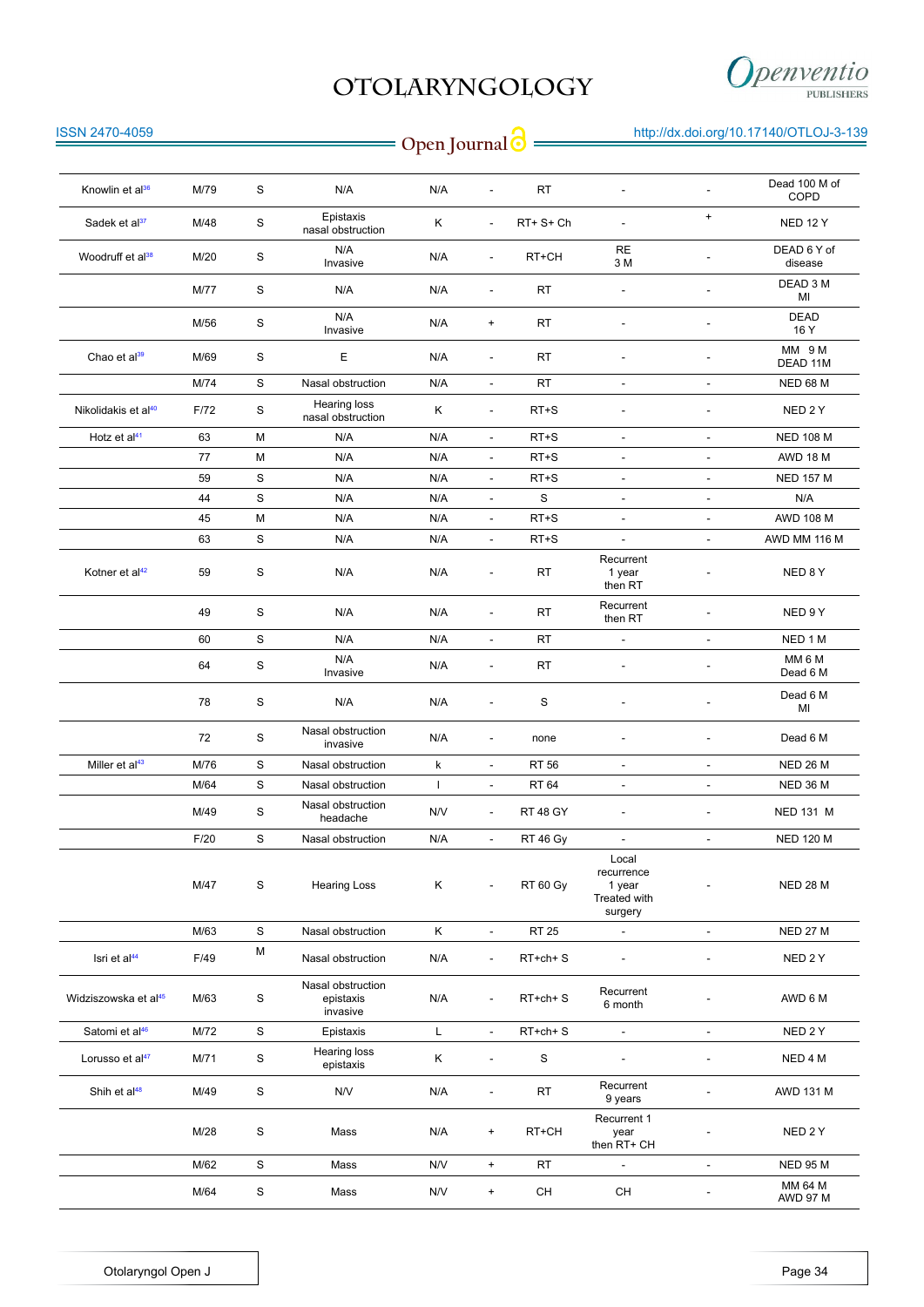| | | | | | | | | | |
|---|---|---|---|---|---|---|---|---|---|
| Knowlin et al[36] | M/79 | S | N/A | N/A | - | RT | - | - | Dead 100 M of COPD |
| Sadek et al[37] | M/48 | S | Epistaxis nasal obstruction | K | - | RT+ S+ Ch | - | + | NED 12 Y |
| Woodruff et al[38] | M/20 | S | N/A Invasive | N/A | - | RT+CH | RE 3 M | - | DEAD 6 Y of disease |
| | M/77 | S | N/A | N/A | - | RT | - | - | DEAD 3 M MI |
| | M/56 | S | N/A Invasive | N/A | + | RT | - | - | DEAD 16 Y |
| Chao et al[39] | M/69 | S | E | N/A | - | RT | - | - | MM 9 M DEAD 11M |
| | M/74 | S | Nasal obstruction | N/A | - | RT | - | - | NED 68 M |
| Nikolidakis et al[40] | F/72 | S | Hearing loss nasal obstruction | K | - | RT+S | - | - | NED 2 Y |
| Hotz et al[41] | 63 | M | N/A | N/A | - | RT+S | - | - | NED 108 M |
| | 77 | M | N/A | N/A | - | RT+S | - | - | AWD 18 M |
| | 59 | S | N/A | N/A | - | RT+S | - | - | NED 157 M |
| | 44 | S | N/A | N/A | - | S | - | - | N/A |
| | 45 | M | N/A | N/A | - | RT+S | - | - | AWD 108 M |
| | 63 | S | N/A | N/A | - | RT+S | - | - | AWD MM 116 M |
| Kotner et al[42] | 59 | S | N/A | N/A | - | RT | Recurrent 1 year then RT | - | NED 8 Y |
| | 49 | S | N/A | N/A | - | RT | Recurrent then RT | - | NED 9 Y |
| | 60 | S | N/A | N/A | - | RT | - | - | NED 1 M |
| | 64 | S | N/A Invasive | N/A | - | RT | - | - | MM 6 M Dead 6 M |
| | 78 | S | N/A | N/A | - | S | - | - | Dead 6 M MI |
| | 72 | S | Nasal obstruction invasive | N/A | - | none | - | - | Dead 6 M |
| Miller et al[43] | M/76 | S | Nasal obstruction | k | - | RT 56 | - | - | NED 26 M |
| | M/64 | S | Nasal obstruction | l | - | RT 64 | - | - | NED 36 M |
| | M/49 | S | Nasal obstruction headache | N/V | - | RT 48 GY | - | - | NED 131 M |
| | F/20 | S | Nasal obstruction | N/A | - | RT 46 Gy | - | - | NED 120 M |
| | M/47 | S | Hearing Loss | K | - | RT 60 Gy | Local recurrence 1 year Treated with surgery | - | NED 28 M |
| | M/63 | S | Nasal obstruction | K | - | RT 25 | - | - | NED 27 M |
| Isri et al[44] | F/49 | M | Nasal obstruction | N/A | - | RT+ch+ S | - | - | NED 2 Y |
| Widziszowska et al[45] | M/63 | S | Nasal obstruction epistaxis invasive | N/A | - | RT+ch+ S | Recurrent 6 month | - | AWD 6 M |
| Satomi et al[46] | M/72 | S | Epistaxis | L | - | RT+ch+ S | - | - | NED 2 Y |
| Lorusso et al[47] | M/71 | S | Hearing loss epistaxis | K | - | S | - | - | NED 4 M |
| Shih et al[48] | M/49 | S | N/V | N/A | - | RT | Recurrent 9 years | - | AWD 131 M |
| | M/28 | S | Mass | N/A | + | RT+CH | Recurrent 1 year then RT+ CH | - | NED 2 Y |
| | M/62 | S | Mass | N/V | + | RT | - | - | NED 95 M |
| | M/64 | S | Mass | N/V | + | CH | CH | - | MM 64 M AWD 97 M |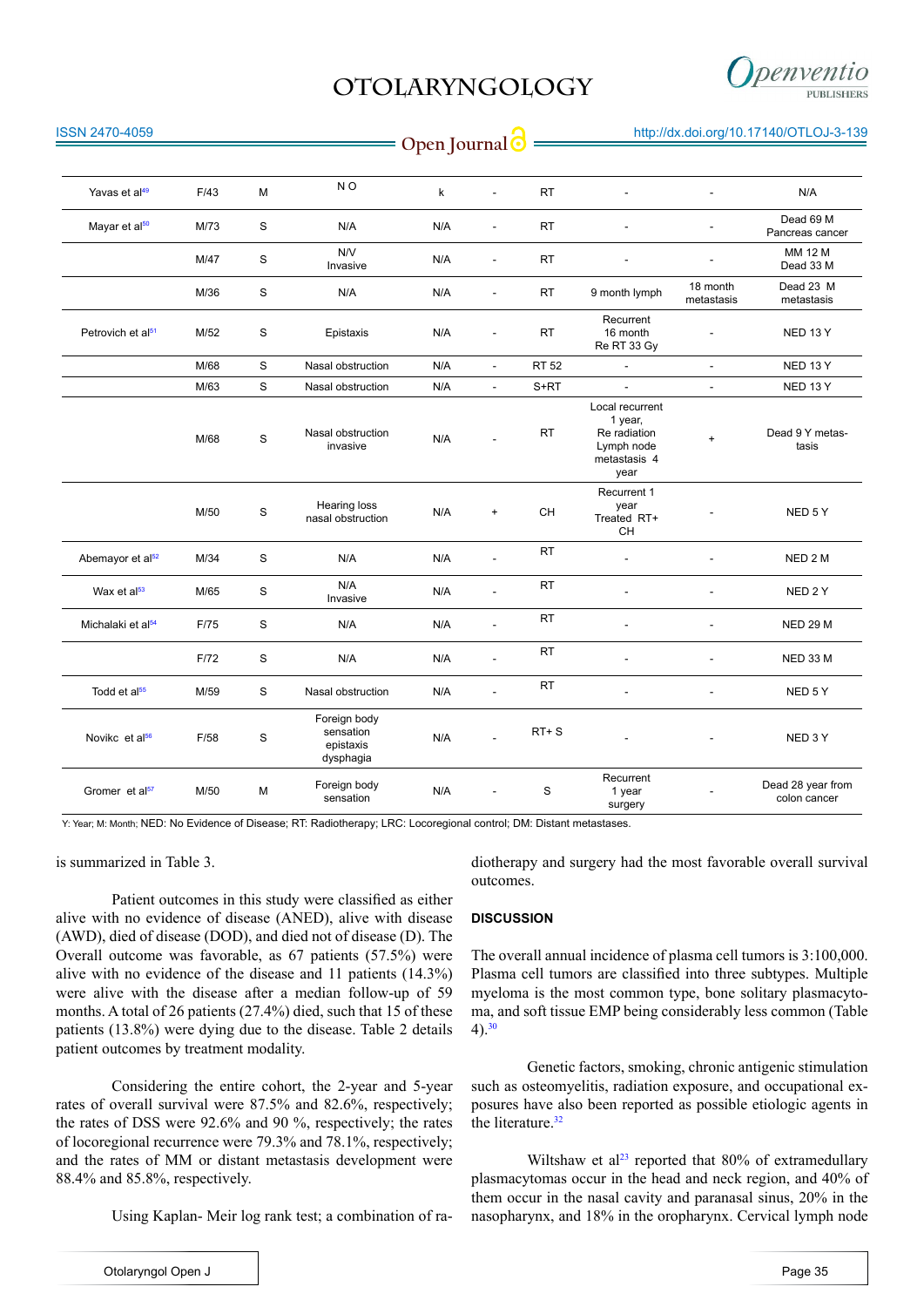| | | | | | | | | | |
|---|---|---|---|---|---|---|---|---|---|
| Yavas et al[49] | F/43 | M | N O | k | - | RT | - | - | N/A |
| Mayar et al[50] | M/73 | S | N/A | N/A | - | RT | - | - | Dead 69 M Pancreas cancer |
| | M/47 | S | N/V Invasive | N/A | - | RT | - | - | MM 12 M Dead 33 M |
| | M/36 | S | N/A | N/A | - | RT | 9 month lymph | 18 month metastasis | Dead 23 M metastasis |
| Petrovich et al[51] | M/52 | S | Epistaxis | N/A | - | RT | Recurrent 16 month Re RT 33 Gy | - | NED 13 Y |
| | M/68 | S | Nasal obstruction | N/A | - | RT 52 | - | - | NED 13 Y |
| | M/63 | S | Nasal obstruction | N/A | - | S+RT | - | - | NED 13 Y |
| | M/68 | S | Nasal obstruction invasive | N/A | - | RT | Local recurrent 1 year, Re radiation Lymph node metastasis 4 year | + | Dead 9 Y metastasis |
| | M/50 | S | Hearing loss nasal obstruction | N/A | + | CH | Recurrent 1 year Treated RT+ CH | - | NED 5 Y |
| Abemayor et al[52] | M/34 | S | N/A | N/A | - | RT | - | - | NED 2 M |
| Wax et al[53] | M/65 | S | N/A Invasive | N/A | - | RT | - | - | NED 2 Y |
| Michalaki et al[54] | F/75 | S | N/A | N/A | - | RT | - | - | NED 29 M |
| | F/72 | S | N/A | N/A | - | RT | - | - | NED 33 M |
| Todd et al[55] | M/59 | S | Nasal obstruction | N/A | - | RT | - | - | NED 5 Y |
| Novikc et al[56] | F/58 | S | Foreign body sensation epistaxis dysphagia | N/A | - | RT+ S | - | - | NED 3 Y |
| Gromer et al[57] | M/50 | M | Foreign body sensation | N/A | - | S | Recurrent 1 year surgery | - | Dead 28 year from colon cancer |

Y: Year; M: Month; NED: No Evidence of Disease; RT: Radiotherapy; LRC: Locoregional control; DM: Distant metastases.

is summarized in Table 3.

Patient outcomes in this study were classified as either alive with no evidence of disease (ANED), alive with disease (AWD), died of disease (DOD), and died not of disease (D). The Overall outcome was favorable, as 67 patients (57.5%) were alive with no evidence of the disease and 11 patients (14.3%) were alive with the disease after a median follow-up of 59 months. A total of 26 patients (27.4%) died, such that 15 of these patients (13.8%) were dying due to the disease. Table 2 details patient outcomes by treatment modality.

Considering the entire cohort, the 2-year and 5-year rates of overall survival were 87.5% and 82.6%, respectively; the rates of DSS were 92.6% and 90 %, respectively; the rates of locoregional recurrence were 79.3% and 78.1%, respectively; and the rates of MM or distant metastasis development were 88.4% and 85.8%, respectively.

Using Kaplan- Meir log rank test; a combination of radiotherapy and surgery had the most favorable overall survival outcomes.

## DISCUSSION

The overall annual incidence of plasma cell tumors is 3:100,000. Plasma cell tumors are classified into three subtypes. Multiple myeloma is the most common type, bone solitary plasmacytoma, and soft tissue EMP being considerably less common (Table 4).[30]

Genetic factors, smoking, chronic antigenic stimulation such as osteomyelitis, radiation exposure, and occupational exposures have also been reported as possible etiologic agents in the literature.[32]

Wiltshaw et al[23] reported that 80% of extramedullary plasmacytomas occur in the head and neck region, and 40% of them occur in the nasal cavity and paranasal sinus, 20% in the nasopharynx, and 18% in the oropharynx. Cervical lymph node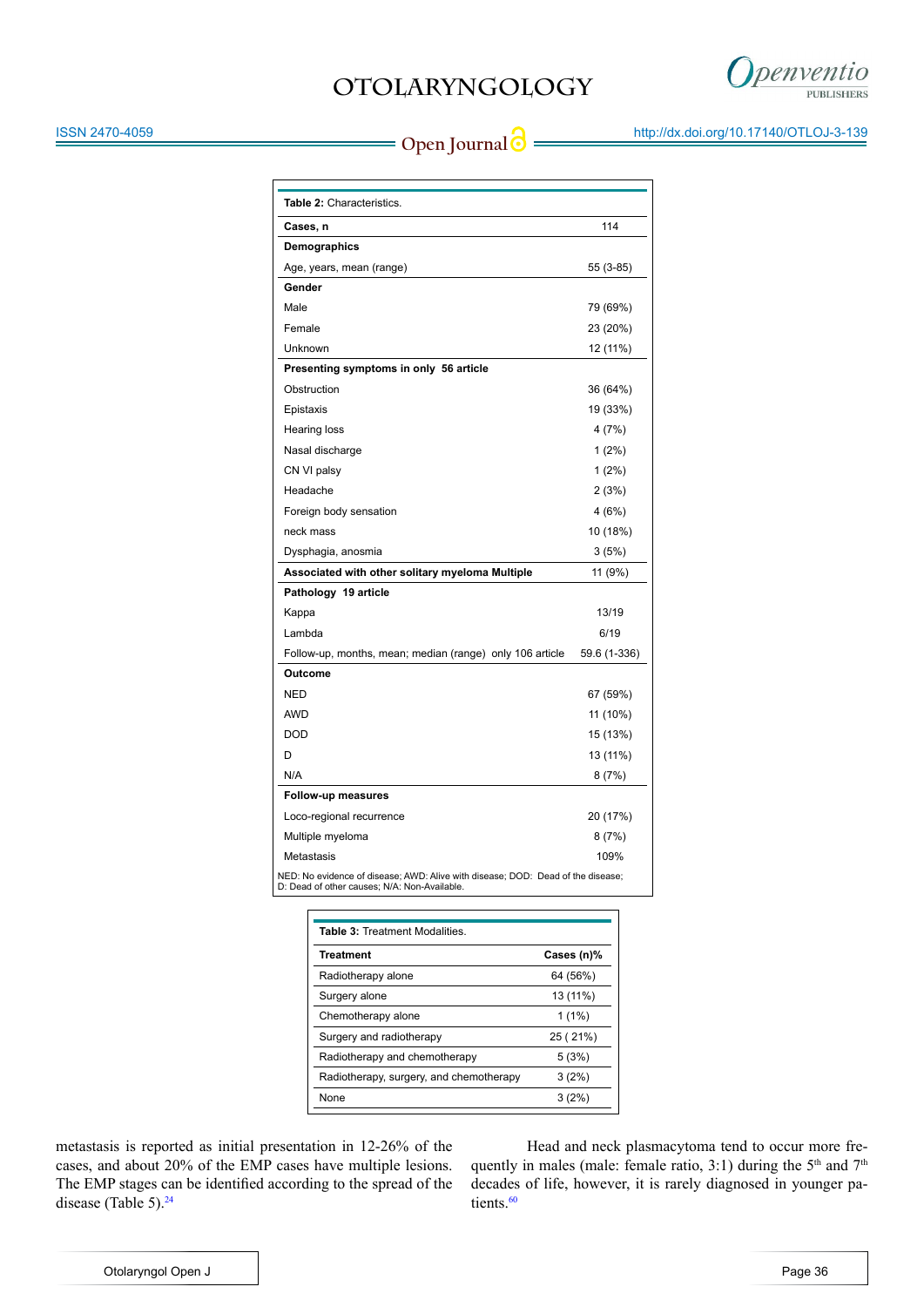**Table 2:** Characteristics.

| | |
|---|---|
| **Cases, n** | 114 |
| **Demographics** | |
| Age, years, mean (range) | 55 (3-85) |
| **Gender** | |
| Male | 79 (69%) |
| Female | 23 (20%) |
| Unknown | 12 (11%) |
| **Presenting symptoms in only 56 article** | |
| Obstruction | 36 (64%) |
| Epistaxis | 19 (33%) |
| Hearing loss | 4 (7%) |
| Nasal discharge | 1 (2%) |
| CN VI palsy | 1 (2%) |
| Headache | 2 (3%) |
| Foreign body sensation | 4 (6%) |
| neck mass | 10 (18%) |
| Dysphagia, anosmia | 3 (5%) |
| **Associated with other solitary myeloma Multiple** | 11 (9%) |
| **Pathology 19 article** | |
| Kappa | 13/19 |
| Lambda | 6/19 |
| Follow-up, months, mean; median (range) only 106 article | 59.6 (1-336) |
| **Outcome** | |
| NED | 67 (59%) |
| AWD | 11 (10%) |
| DOD | 15 (13%) |
| D | 13 (11%) |
| N/A | 8 (7%) |
| **Follow-up measures** | |
| Loco-regional recurrence | 20 (17%) |
| Multiple myeloma | 8 (7%) |
| Metastasis | 109% |

NED: No evidence of disease; AWD: Alive with disease; DOD: Dead of the disease; D: Dead of other causes; N/A: Non-Available.

**Table 3:** Treatment Modalities.

| Treatment | Cases (n)% |
|---|---|
| Radiotherapy alone | 64 (56%) |
| Surgery alone | 13 (11%) |
| Chemotherapy alone | 1 (1%) |
| Surgery and radiotherapy | 25 ( 21%) |
| Radiotherapy and chemotherapy | 5 (3%) |
| Radiotherapy, surgery, and chemotherapy | 3 (2%) |
| None | 3 (2%) |

metastasis is reported as initial presentation in 12-26% of the cases, and about 20% of the EMP cases have multiple lesions. The EMP stages can be identified according to the spread of the disease (Table 5).[24]

Head and neck plasmacytoma tend to occur more frequently in males (male: female ratio, 3:1) during the 5th and 7th decades of life, however, it is rarely diagnosed in younger patients.[60]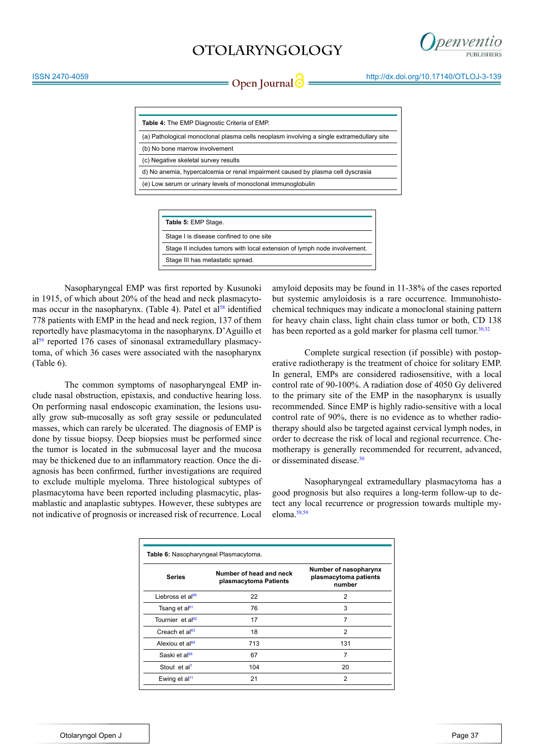| Table 4: The EMP Diagnostic Criteria of EMP. |
|---|
| (a) Pathological monoclonal plasma cells neoplasm involving a single extramedullary site |
| (b) No bone marrow involvement |
| (c) Negative skeletal survey results |
| d) No anemia, hypercalcemia or renal impairment caused by plasma cell dyscrasia |
| (e) Low serum or urinary levels of monoclonal immunoglobulin |

| Table 5: EMP Stage. |
|---|
| Stage I is disease confined to one site |
| Stage II includes tumors with local extension of lymph node involvement. |
| Stage III has metastatic spread. |

Nasopharyngeal EMP was first reported by Kusunoki in 1915, of which about 20% of the head and neck plasmacytomas occur in the nasopharynx. (Table 4). Patel et al[58] identified 778 patients with EMP in the head and neck region, 137 of them reportedly have plasmacytoma in the nasopharynx. D'Aguillo et al[59] reported 176 cases of sinonasal extramedullary plasmacytoma, of which 36 cases were associated with the nasopharynx (Table 6).

The common symptoms of nasopharyngeal EMP include nasal obstruction, epistaxis, and conductive hearing loss. On performing nasal endoscopic examination, the lesions usually grow sub-mucosally as soft gray sessile or peduncu­lated masses, which can rarely be ulcerated. The diagnosis of EMP is done by tissue biopsy. Deep biopsies must be performed since the tumor is located in the submucosal layer and the mucosa may be thickened due to an inflammatory reaction. Once the diagnosis has been confirmed, further investigations are required to exclude multiple myeloma. Three histological subtypes of plasmacytoma have been reported including plasmacytic, plasmablastic and anaplastic subtypes. However, these subtypes are not indicative of prognosis or increased risk of recurrence. Local amyloid deposits may be found in 11-38% of the cases reported but systemic amyloidosis is a rare occurrence. Immunohistochemical techniques may indicate a monoclonal staining pattern for heavy chain class, light chain class tumor or both, CD 138 has been reported as a gold marker for plasma cell tumor.[30,32]

Complete surgical resection (if possible) with postoperative radiotherapy is the treatment of choice for solitary EMP. In general, EMPs are considered radiosensitive, with a local control rate of 90-100%. A radiation dose of 4050 Gy delivered to the primary site of the EMP in the nasopharynx is usually recommended. Since EMP is highly radio-sensitive with a local control rate of 90%, there is no evidence as to whether radiotherapy should also be targeted against cervical lymph nodes, in order to decrease the risk of local and regional recurrence. Chemotherapy is generally recommended for recurrent, advanced, or disseminated disease.[30]

Nasopharyngeal extramedullary plasmacytoma has a good prognosis but also requires a long-term follow-up to detect any local recurrence or progression towards multiple myeloma.[58,59]

**Table 6:** Nasopharyngeal Plasmacytoma.

| Series | Number of head and neck plasmacytoma Patients | Number of nasopharynx plasmacytoma patients number |
|---|---|---|
| Liebross et al[60] | 22 | 2 |
| Tsang et al[61] | 76 | 3 |
| Tournier et al[62] | 17 | 7 |
| Creach et al[63] | 18 | 2 |
| Alexiou et al[64] | 713 | 131 |
| Saski et al[65] | 67 | 7 |
| Stout et al[7] | 104 | 20 |
| Ewing et al[11] | 21 | 2 |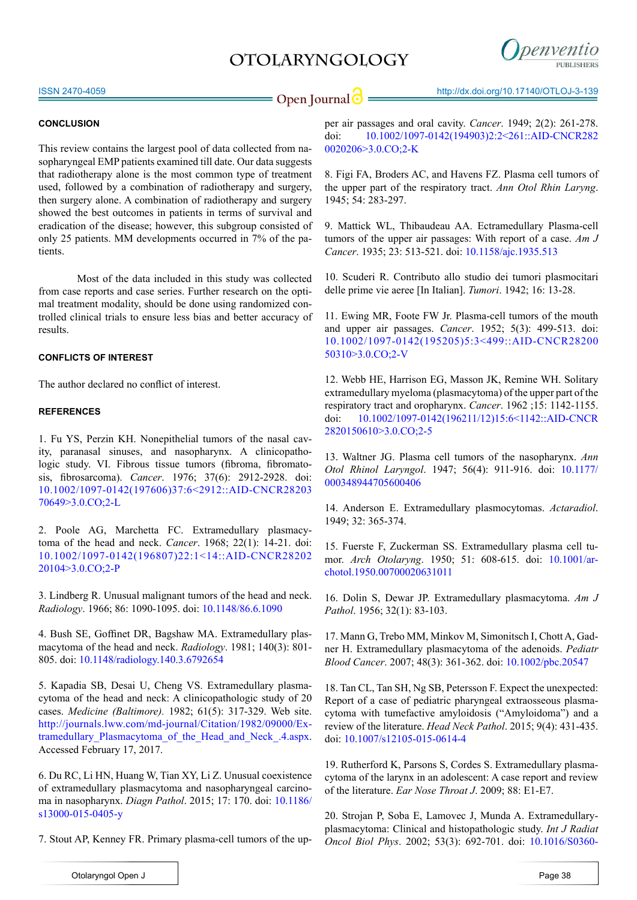### CONCLUSION

This review contains the largest pool of data collected from nasopharyngeal EMP patients examined till date. Our data suggests that radiotherapy alone is the most common type of treatment used, followed by a combination of radiotherapy and surgery, then surgery alone. A combination of radiotherapy and surgery showed the best outcomes in patients in terms of survival and eradication of the disease; however, this subgroup consisted of only 25 patients. MM developments occurred in 7% of the patients.

Most of the data included in this study was collected from case reports and case series. Further research on the optimal treatment modality, should be done using randomized controlled clinical trials to ensure less bias and better accuracy of results.

### CONFLICTS OF INTEREST

The author declared no conflict of interest.

### REFERENCES

1. Fu YS, Perzin KH. Nonepithelial tumors of the nasal cavity, paranasal sinuses, and nasopharynx. A clinicopathologic study. VI. Fibrous tissue tumors (fibroma, fibromatosis, fibrosarcoma). *Cancer*. 1976; 37(6): 2912-2928. doi: 10.1002/1097-0142(197606)37:6<2912::AID-CNCR2820370649>3.0.CO;2-L

2. Poole AG, Marchetta FC. Extramedullary plasmacytoma of the head and neck. *Cancer*. 1968; 22(1): 14-21. doi: 10.1002/1097-0142(196807)22:1<14::AID-CNCR2820220104>3.0.CO;2-P

3. Lindberg R. Unusual malignant tumors of the head and neck. *Radiology*. 1966; 86: 1090-1095. doi: 10.1148/86.6.1090

4. Bush SE, Goffinet DR, Bagshaw MA. Extramedullary plasmacytoma of the head and neck. *Radiology*. 1981; 140(3): 801-805. doi: 10.1148/radiology.140.3.6792654

5. Kapadia SB, Desai U, Cheng VS. Extramedullary plasmacytoma of the head and neck: A clinicopathologic study of 20 cases. *Medicine (Baltimore).* 1982; 61(5): 317-329. Web site. http://journals.lww.com/md-journal/Citation/1982/09000/Extramedullary_Plasmacytoma_of_the_Head_and_Neck_.4.aspx. Accessed February 17, 2017.

6. Du RC, Li HN, Huang W, Tian XY, Li Z. Unusual coexistence of extramedullary plasmacytoma and nasopharyngeal carcinoma in nasopharynx. *Diagn Pathol*. 2015; 17: 170. doi: 10.1186/s13000-015-0405-y

7. Stout AP, Kenney FR. Primary plasma-cell tumors of the upper air passages and oral cavity. *Cancer*. 1949; 2(2): 261-278. doi: 10.1002/1097-0142(194903)2:2<261::AID-CNCR2820020206>3.0.CO;2-K

8. Figi FA, Broders AC, and Havens FZ. Plasma cell tumors of the upper part of the respiratory tract. *Ann Otol Rhin Laryng*. 1945; 54: 283-297.

9. Mattick WL, Thibaudeau AA. Ectramedullary Plasma-cell tumors of the upper air passages: With report of a case. *Am J Cancer*. 1935; 23: 513-521. doi: 10.1158/ajc.1935.513

10. Scuderi R. Contributo allo studio dei tumori plasmocitari delle prime vie aeree [In Italian]. *Tumori*. 1942; 16: 13-28.

11. Ewing MR, Foote FW Jr. Plasma-cell tumors of the mouth and upper air passages. *Cancer*. 1952; 5(3): 499-513. doi: 10.1002/1097-0142(195205)5:3<499::AID-CNCR2820050310>3.0.CO;2-V

12. Webb HE, Harrison EG, Masson JK, Remine WH. Solitary extramedullary myeloma (plasmacytoma) of the upper part of the respiratory tract and oropharynx. *Cancer*. 1962 ;15: 1142-1155. doi: 10.1002/1097-0142(196211/12)15:6<1142::AID-CNCR2820150610>3.0.CO;2-5

13. Waltner JG. Plasma cell tumors of the nasopharynx. *Ann Otol Rhinol Laryngol*. 1947; 56(4): 911-916. doi: 10.1177/000348944705600406

14. Anderson E. Extramedullary plasmocytomas. *Actaradiol*. 1949; 32: 365-374.

15. Fuerste F, Zuckerman SS. Extramedullary plasma cell tumor. *Arch Otolaryng*. 1950; 51: 608-615. doi: 10.1001/archotol.1950.00700020631011

16. Dolin S, Dewar JP. Extramedullary plasmacytoma. *Am J Pathol*. 1956; 32(1): 83-103.

17. Mann G, Trebo MM, Minkov M, Simonitsch I, Chott A, Gadner H. Extramedullary plasmacytoma of the adenoids. *Pediatr Blood Cancer*. 2007; 48(3): 361-362. doi: 10.1002/pbc.20547

18. Tan CL, Tan SH, Ng SB, Petersson F. Expect the unexpected: Report of a case of pediatric pharyngeal extraosseous plasmacytoma with tumefactive amyloidosis ("Amyloidoma") and a review of the literature. *Head Neck Pathol*. 2015; 9(4): 431-435. doi: 10.1007/s12105-015-0614-4

19. Rutherford K, Parsons S, Cordes S. Extramedullary plasmacytoma of the larynx in an adolescent: A case report and review of the literature. *Ear Nose Throat J*. 2009; 88: E1-E7.

20. Strojan P, Soba E, Lamovec J, Munda A. Extramedullary-plasmacytoma: Clinical and histopathologic study. *Int J Radiat Oncol Biol Phys*. 2002; 53(3): 692-701. doi: 10.1016/S0360-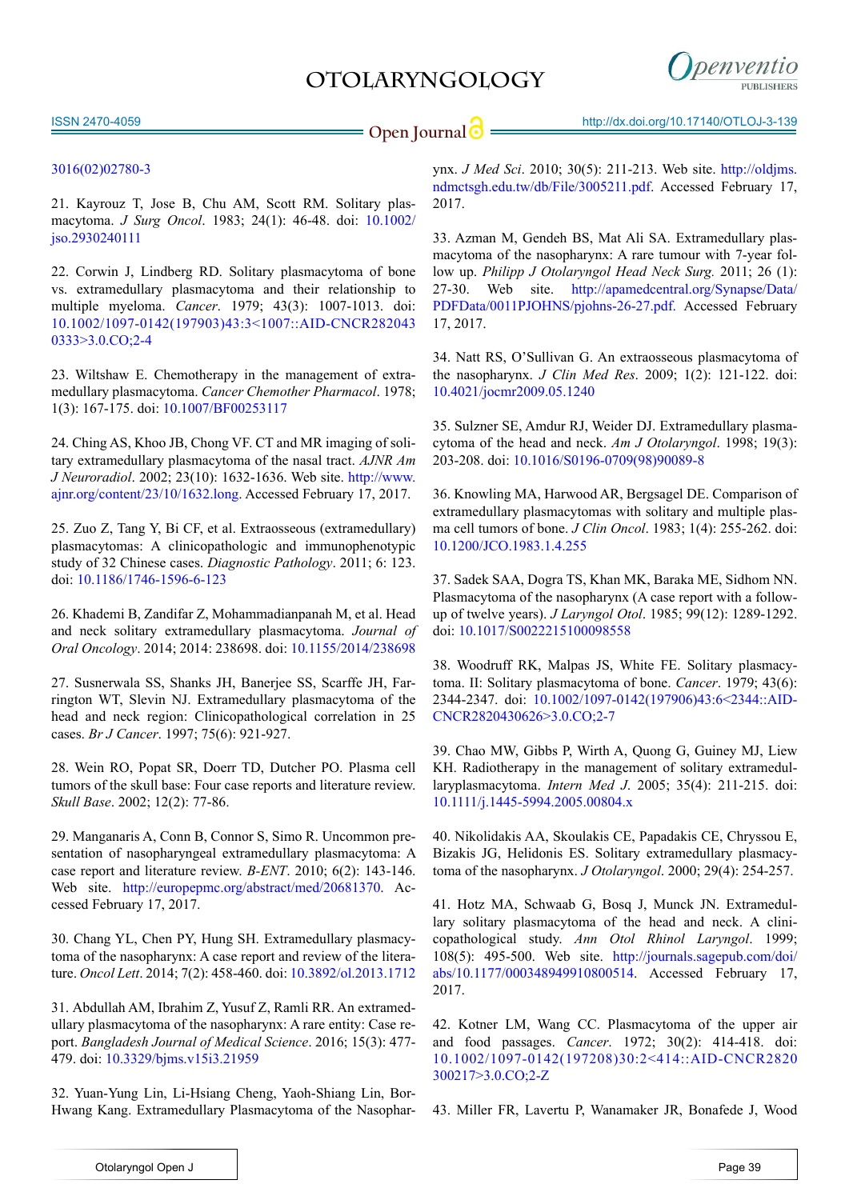3016(02)02780-3

21. Kayrouz T, Jose B, Chu AM, Scott RM. Solitary plasmacytoma. *J Surg Oncol*. 1983; 24(1): 46-48. doi: 10.1002/jso.2930240111

22. Corwin J, Lindberg RD. Solitary plasmacytoma of bone vs. extramedullary plasmacytoma and their relationship to multiple myeloma. *Cancer*. 1979; 43(3): 1007-1013. doi: 10.1002/1097-0142(197903)43:3<1007::AID-CNCR2820430333>3.0.CO;2-4

23. Wiltshaw E. Chemotherapy in the management of extramedullary plasmacytoma. *Cancer Chemother Pharmacol*. 1978; 1(3): 167-175. doi: 10.1007/BF00253117

24. Ching AS, Khoo JB, Chong VF. CT and MR imaging of solitary extramedullary plasmacytoma of the nasal tract. *AJNR Am J Neuroradiol*. 2002; 23(10): 1632-1636. Web site. http://www.ajnr.org/content/23/10/1632.long. Accessed February 17, 2017.

25. Zuo Z, Tang Y, Bi CF, et al. Extraosseous (extramedullary) plasmacytomas: A clinicopathologic and immunophenotypic study of 32 Chinese cases. *Diagnostic Pathology*. 2011; 6: 123. doi: 10.1186/1746-1596-6-123

26. Khademi B, Zandifar Z, Mohammadianpanah M, et al. Head and neck solitary extramedullary plasmacytoma. *Journal of Oral Oncology*. 2014; 2014: 238698. doi: 10.1155/2014/238698

27. Susnerwala SS, Shanks JH, Banerjee SS, Scarffe JH, Farrington WT, Slevin NJ. Extramedullary plasmacytoma of the head and neck region: Clinicopathological correlation in 25 cases. *Br J Cancer*. 1997; 75(6): 921-927.

28. Wein RO, Popat SR, Doerr TD, Dutcher PO. Plasma cell tumors of the skull base: Four case reports and literature review. *Skull Base*. 2002; 12(2): 77-86.

29. Manganaris A, Conn B, Connor S, Simo R. Uncommon presentation of nasopharyngeal extramedullary plasmacytoma: A case report and literature review. *B-ENT*. 2010; 6(2): 143-146. Web site. http://europepmc.org/abstract/med/20681370. Accessed February 17, 2017.

30. Chang YL, Chen PY, Hung SH. Extramedullary plasmacytoma of the nasopharynx: A case report and review of the literature. *Oncol Lett*. 2014; 7(2): 458-460. doi: 10.3892/ol.2013.1712

31. Abdullah AM, Ibrahim Z, Yusuf Z, Ramli RR. An extramedullary plasmacytoma of the nasopharynx: A rare entity: Case report. *Bangladesh Journal of Medical Science*. 2016; 15(3): 477-479. doi: 10.3329/bjms.v15i3.21959

32. Yuan-Yung Lin, Li-Hsiang Cheng, Yaoh-Shiang Lin, Bor-Hwang Kang. Extramedullary Plasmacytoma of the Nasopharynx. *J Med Sci*. 2010; 30(5): 211-213. Web site. http://oldjms.ndmctsgh.edu.tw/db/File/3005211.pdf. Accessed February 17, 2017.

33. Azman M, Gendeh BS, Mat Ali SA. Extramedullary plasmacytoma of the nasopharynx: A rare tumour with 7-year follow up. *Philipp J Otolaryngol Head Neck Surg.* 2011; 26 (1): 27-30. Web site. http://apamedcentral.org/Synapse/Data/PDFData/0011PJOHNS/pjohns-26-27.pdf. Accessed February 17, 2017.

34. Natt RS, O'Sullivan G. An extraosseous plasmacytoma of the nasopharynx. *J Clin Med Res*. 2009; 1(2): 121-122. doi: 10.4021/jocmr2009.05.1240

35. Sulzner SE, Amdur RJ, Weider DJ. Extramedullary plasmacytoma of the head and neck. *Am J Otolaryngol*. 1998; 19(3): 203-208. doi: 10.1016/S0196-0709(98)90089-8

36. Knowling MA, Harwood AR, Bergsagel DE. Comparison of extramedullary plasmacytomas with solitary and multiple plasma cell tumors of bone. *J Clin Oncol*. 1983; 1(4): 255-262. doi: 10.1200/JCO.1983.1.4.255

37. Sadek SAA, Dogra TS, Khan MK, Baraka ME, Sidhom NN. Plasmacytoma of the nasopharynx (A case report with a follow-up of twelve years). *J Laryngol Otol*. 1985; 99(12): 1289-1292. doi: 10.1017/S0022215100098558

38. Woodruff RK, Malpas JS, White FE. Solitary plasmacytoma. II: Solitary plasmacytoma of bone. *Cancer*. 1979; 43(6): 2344-2347. doi: 10.1002/1097-0142(197906)43:6<2344::AID-CNCR2820430626>3.0.CO;2-7

39. Chao MW, Gibbs P, Wirth A, Quong G, Guiney MJ, Liew KH. Radiotherapy in the management of solitary extramedullaryplasmacytoma. *Intern Med J*. 2005; 35(4): 211-215. doi: 10.1111/j.1445-5994.2005.00804.x

40. Nikolidakis AA, Skoulakis CE, Papadakis CE, Chryssou E, Bizakis JG, Helidonis ES. Solitary extramedullary plasmacytoma of the nasopharynx. *J Otolaryngol*. 2000; 29(4): 254-257.

41. Hotz MA, Schwaab G, Bosq J, Munck JN. Extramedullary solitary plasmacytoma of the head and neck. A clinicopathological study. *Ann Otol Rhinol Laryngol*. 1999; 108(5): 495-500. Web site. http://journals.sagepub.com/doi/abs/10.1177/000348949910800514. Accessed February 17, 2017.

42. Kotner LM, Wang CC. Plasmacytoma of the upper air and food passages. *Cancer*. 1972; 30(2): 414-418. doi: 10.1002/1097-0142(197208)30:2<414::AID-CNCR2820300217>3.0.CO;2-Z

43. Miller FR, Lavertu P, Wanamaker JR, Bonafede J, Wood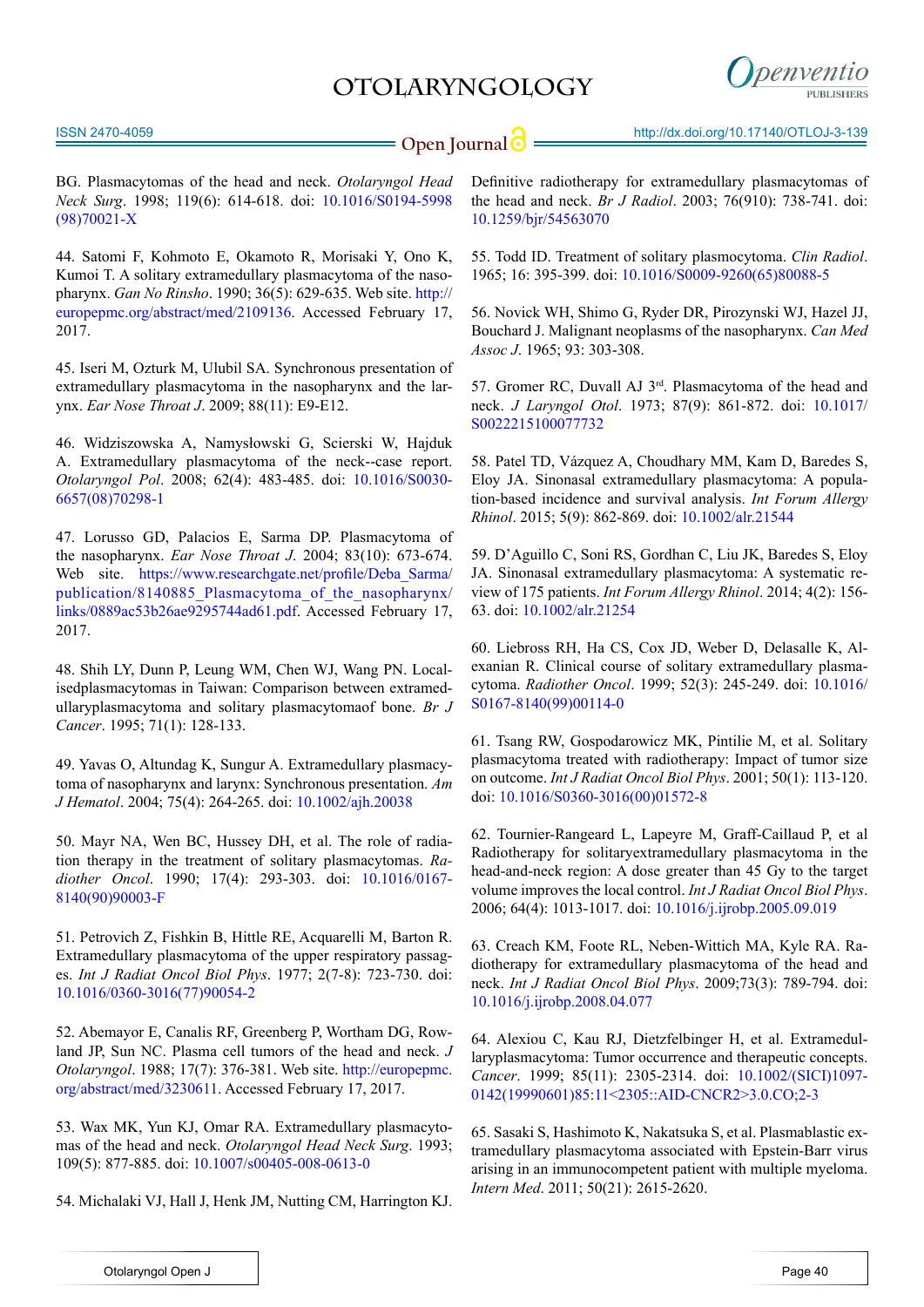BG. Plasmacytomas of the head and neck. *Otolaryngol Head Neck Surg*. 1998; 119(6): 614-618. doi: 10.1016/S0194-5998(98)70021-X

44. Satomi F, Kohmoto E, Okamoto R, Morisaki Y, Ono K, Kumoi T. A solitary extramedullary plasmacytoma of the nasopharynx. *Gan No Rinsho*. 1990; 36(5): 629-635. Web site. http://europepmc.org/abstract/med/2109136. Accessed February 17, 2017.

45. Iseri M, Ozturk M, Ulubil SA. Synchronous presentation of extramedullary plasmacytoma in the nasopharynx and the larynx. *Ear Nose Throat J*. 2009; 88(11): E9-E12.

46. Widziszowska A, Namysłowski G, Scierski W, Hajduk A. Extramedullary plasmacytoma of the neck--case report. *Otolaryngol Pol*. 2008; 62(4): 483-485. doi: 10.1016/S0030-6657(08)70298-1

47. Lorusso GD, Palacios E, Sarma DP. Plasmacytoma of the nasopharynx. *Ear Nose Throat J*. 2004; 83(10): 673-674. Web site. https://www.researchgate.net/profile/Deba_Sarma/publication/8140885_Plasmacytoma_of_the_nasopharynx/links/0889ac53b26ae9295744ad61.pdf. Accessed February 17, 2017.

48. Shih LY, Dunn P, Leung WM, Chen WJ, Wang PN. Localisedplasmacytomas in Taiwan: Comparison between extramedullaryplasmacytoma and solitary plasmacytomaof bone. *Br J Cancer*. 1995; 71(1): 128-133.

49. Yavas O, Altundag K, Sungur A. Extramedullary plasmacytoma of nasopharynx and larynx: Synchronous presentation. *Am J Hematol*. 2004; 75(4): 264-265. doi: 10.1002/ajh.20038

50. Mayr NA, Wen BC, Hussey DH, et al. The role of radiation therapy in the treatment of solitary plasmacytomas. *Radiother Oncol*. 1990; 17(4): 293-303. doi: 10.1016/0167-8140(90)90003-F

51. Petrovich Z, Fishkin B, Hittle RE, Acquarelli M, Barton R. Extramedullary plasmacytoma of the upper respiratory passages. *Int J Radiat Oncol Biol Phys*. 1977; 2(7-8): 723-730. doi: 10.1016/0360-3016(77)90054-2

52. Abemayor E, Canalis RF, Greenberg P, Wortham DG, Rowland JP, Sun NC. Plasma cell tumors of the head and neck. *J Otolaryngol*. 1988; 17(7): 376-381. Web site. http://europepmc.org/abstract/med/3230611. Accessed February 17, 2017.

53. Wax MK, Yun KJ, Omar RA. Extramedullary plasmacytomas of the head and neck. *Otolaryngol Head Neck Surg*. 1993; 109(5): 877-885. doi: 10.1007/s00405-008-0613-0

54. Michalaki VJ, Hall J, Henk JM, Nutting CM, Harrington KJ. Definitive radiotherapy for extramedullary plasmacytomas of the head and neck. *Br J Radiol*. 2003; 76(910): 738-741. doi: 10.1259/bjr/54563070

55. Todd ID. Treatment of solitary plasmocytoma. *Clin Radiol*. 1965; 16: 395-399. doi: 10.1016/S0009-9260(65)80088-5

56. Novick WH, Shimo G, Ryder DR, Pirozynski WJ, Hazel JJ, Bouchard J. Malignant neoplasms of the nasopharynx. *Can Med Assoc J*. 1965; 93: 303-308.

57. Gromer RC, Duvall AJ 3rd. Plasmacytoma of the head and neck. *J Laryngol Otol*. 1973; 87(9): 861-872. doi: 10.1017/S0022215100077732

58. Patel TD, Vázquez A, Choudhary MM, Kam D, Baredes S, Eloy JA. Sinonasal extramedullary plasmacytoma: A population-based incidence and survival analysis. *Int Forum Allergy Rhinol*. 2015; 5(9): 862-869. doi: 10.1002/alr.21544

59. D'Aguillo C, Soni RS, Gordhan C, Liu JK, Baredes S, Eloy JA. Sinonasal extramedullary plasmacytoma: A systematic review of 175 patients. *Int Forum Allergy Rhinol*. 2014; 4(2): 156-63. doi: 10.1002/alr.21254

60. Liebross RH, Ha CS, Cox JD, Weber D, Delasalle K, Alexanian R. Clinical course of solitary extramedullary plasmacytoma. *Radiother Oncol*. 1999; 52(3): 245-249. doi: 10.1016/S0167-8140(99)00114-0

61. Tsang RW, Gospodarowicz MK, Pintilie M, et al. Solitary plasmacytoma treated with radiotherapy: Impact of tumor size on outcome. *Int J Radiat Oncol Biol Phys*. 2001; 50(1): 113-120. doi: 10.1016/S0360-3016(00)01572-8

62. Tournier-Rangeard L, Lapeyre M, Graff-Caillaud P, et al Radiotherapy for solitaryextramedullary plasmacytoma in the head-and-neck region: A dose greater than 45 Gy to the target volume improves the local control. *Int J Radiat Oncol Biol Phys*. 2006; 64(4): 1013-1017. doi: 10.1016/j.ijrobp.2005.09.019

63. Creach KM, Foote RL, Neben-Wittich MA, Kyle RA. Radiotherapy for extramedullary plasmacytoma of the head and neck. *Int J Radiat Oncol Biol Phys*. 2009;73(3): 789-794. doi: 10.1016/j.ijrobp.2008.04.077

64. Alexiou C, Kau RJ, Dietzfelbinger H, et al. Extramedullaryplasmacytoma: Tumor occurrence and therapeutic concepts. *Cancer*. 1999; 85(11): 2305-2314. doi: 10.1002/(SICI)1097-0142(19990601)85:11<2305::AID-CNCR2>3.0.CO;2-3

65. Sasaki S, Hashimoto K, Nakatsuka S, et al. Plasmablastic extramedullary plasmacytoma associated with Epstein-Barr virus arising in an immunocompetent patient with multiple myeloma. *Intern Med*. 2011; 50(21): 2615-2620.